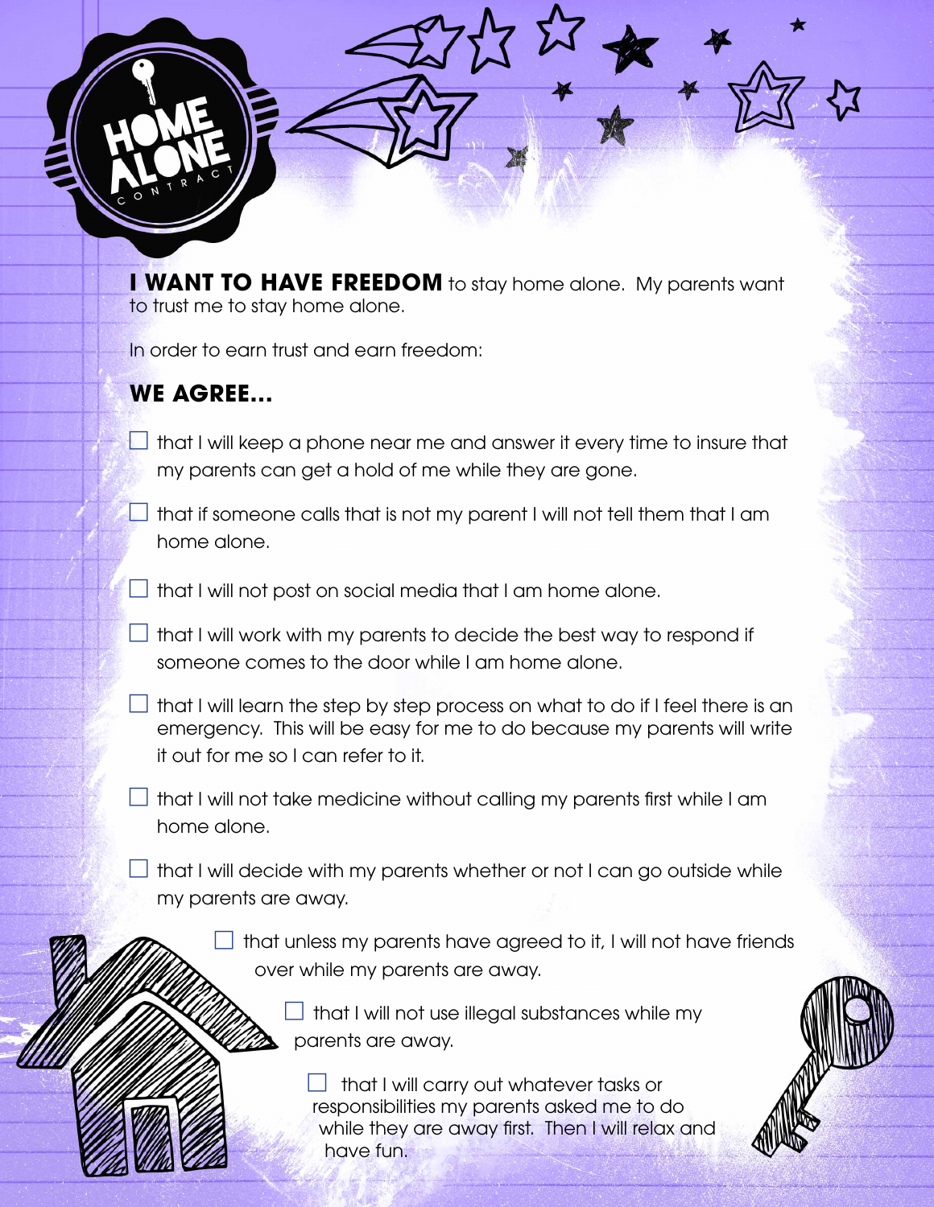# HOME ALONE CONTRACT

**I WANT TO HAVE FREEDOM** to stay home alone. My parents want to trust me to stay home alone.

In order to earn trust and earn freedom:

## WE AGREE...

- ☐ that I will keep a phone near me and answer it every time to insure that my parents can get a hold of me while they are gone.
- ☐ that if someone calls that is not my parent I will not tell them that I am home alone.
- ☐ that I will not post on social media that I am home alone.
- ☐ that I will work with my parents to decide the best way to respond if someone comes to the door while I am home alone.
- ☐ that I will learn the step by step process on what to do if I feel there is an emergency. This will be easy for me to do because my parents will write it out for me so I can refer to it.
- ☐ that I will not take medicine without calling my parents first while I am home alone.
- ☐ that I will decide with my parents whether or not I can go outside while my parents are away.
- ☐ that unless my parents have agreed to it, I will not have friends over while my parents are away.
- ☐ that I will not use illegal substances while my parents are away.
- ☐ that I will carry out whatever tasks or responsibilities my parents asked me to do while they are away first. Then I will relax and have fun.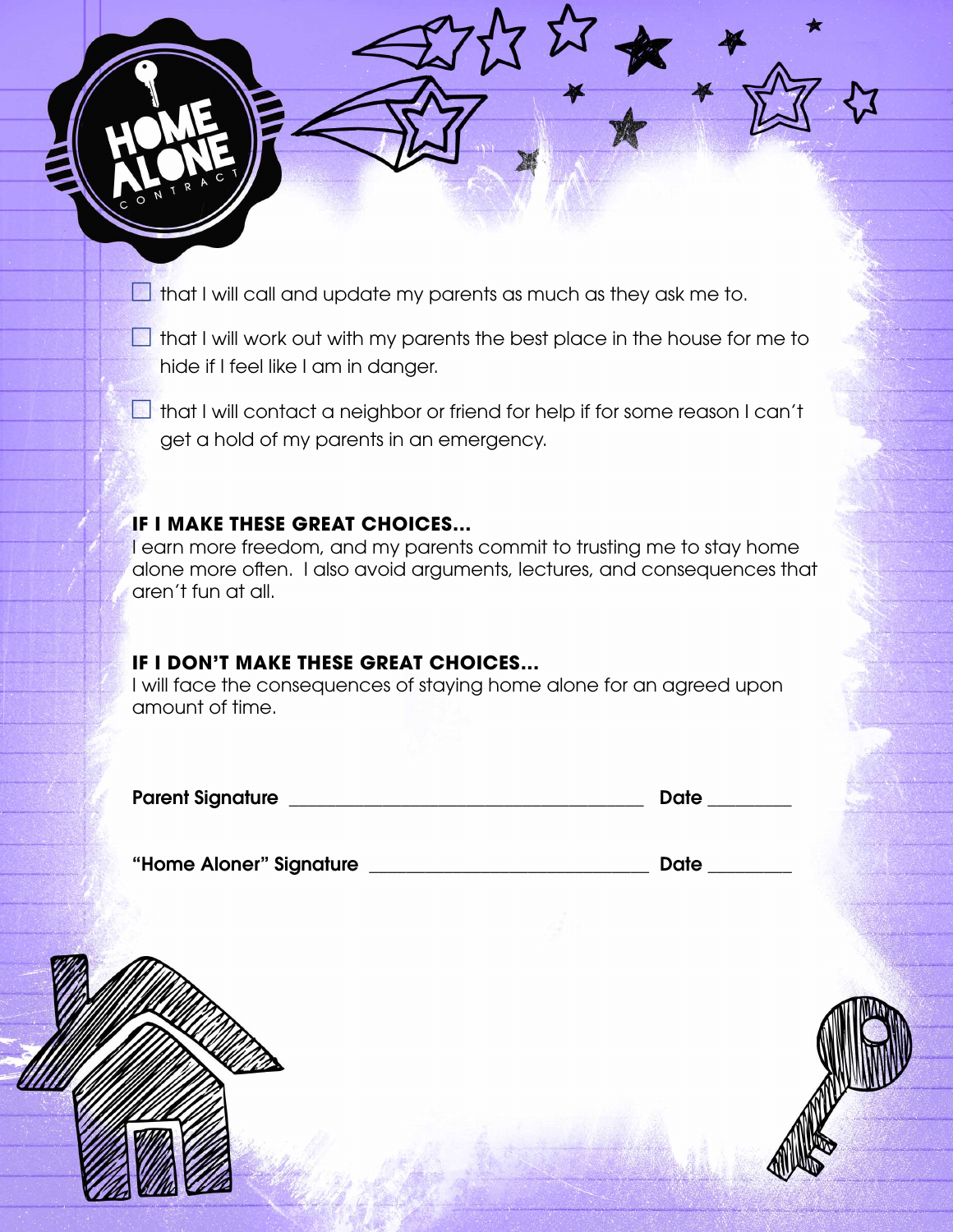HOME ALONE CONTRACT

- [ ] that I will call and update my parents as much as they ask me to.
- [ ] that I will work out with my parents the best place in the house for me to hide if I feel like I am in danger.
- [ ] that I will contact a neighbor or friend for help if for some reason I can't get a hold of my parents in an emergency.

**IF I MAKE THESE GREAT CHOICES...**
I earn more freedom, and my parents commit to trusting me to stay home alone more often. I also avoid arguments, lectures, and consequences that aren't fun at all.

**IF I DON'T MAKE THESE GREAT CHOICES...**
I will face the consequences of staying home alone for an agreed upon amount of time.

**Parent Signature** ______________________________ **Date** ________

**"Home Aloner" Signature** ______________________________ **Date** ________